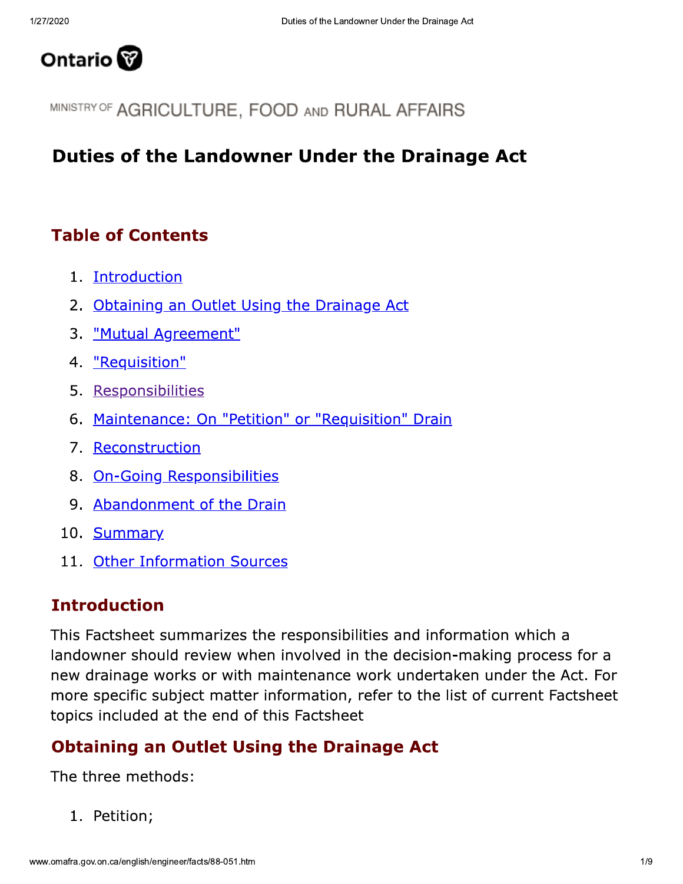Ontario

MINISTRY OF AGRICULTURE, FOOD AND RURAL AFFAIRS

# Duties of the Landowner Under the Drainage Act

## Table of Contents

1. Introduction
2. Obtaining an Outlet Using the Drainage Act
3. "Mutual Agreement"
4. "Requisition"
5. Responsibilities
6. Maintenance: On "Petition" or "Requisition" Drain
7. Reconstruction
8. On-Going Responsibilities
9. Abandonment of the Drain
10. Summary
11. Other Information Sources

## Introduction

This Factsheet summarizes the responsibilities and information which a landowner should review when involved in the decision-making process for a new drainage works or with maintenance work undertaken under the Act. For more specific subject matter information, refer to the list of current Factsheet topics included at the end of this Factsheet

## Obtaining an Outlet Using the Drainage Act

The three methods:

1. Petition;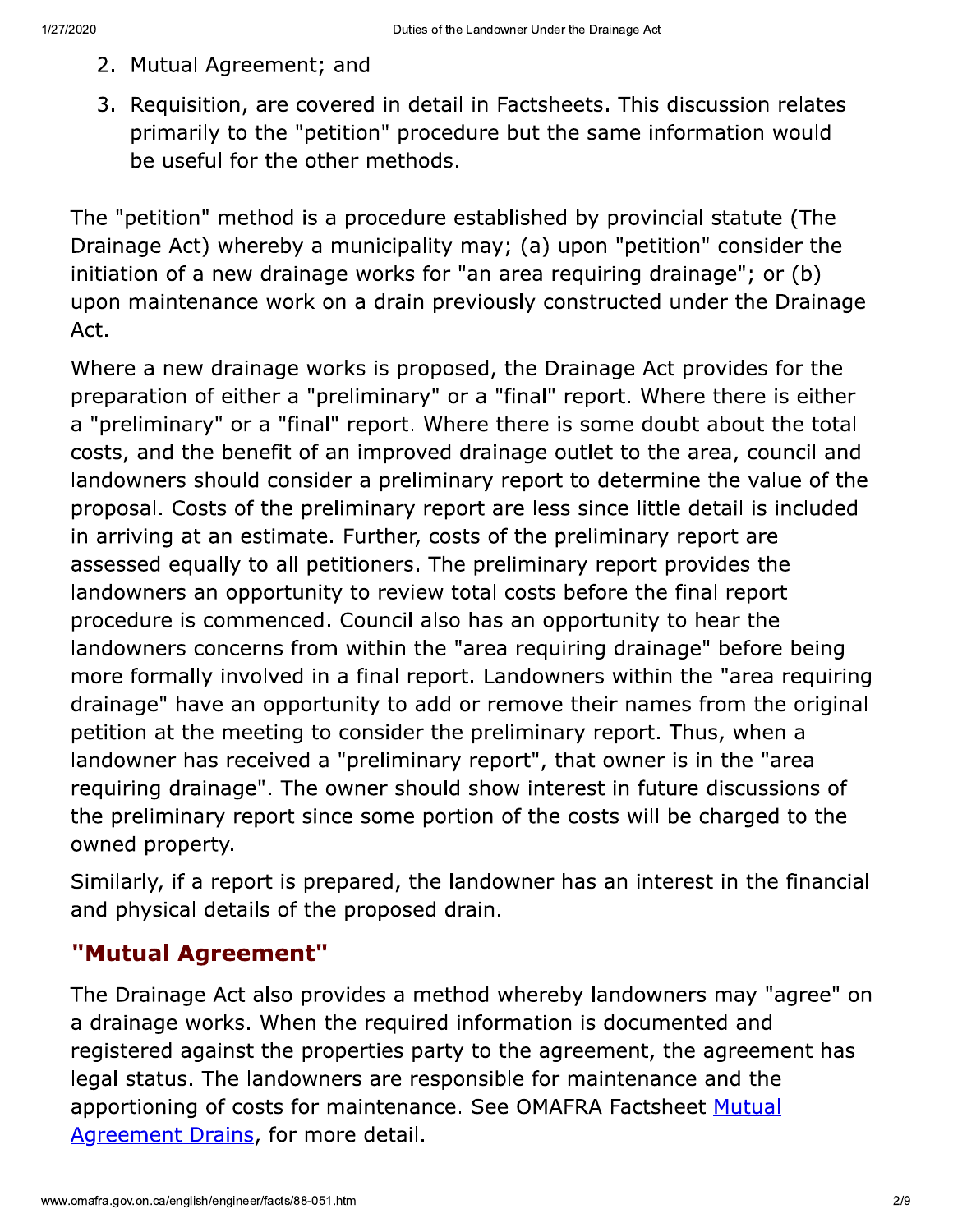2. Mutual Agreement; and
3. Requisition, are covered in detail in Factsheets. This discussion relates primarily to the "petition" procedure but the same information would be useful for the other methods.

The "petition" method is a procedure established by provincial statute (The Drainage Act) whereby a municipality may; (a) upon "petition" consider the initiation of a new drainage works for "an area requiring drainage"; or (b) upon maintenance work on a drain previously constructed under the Drainage Act.

Where a new drainage works is proposed, the Drainage Act provides for the preparation of either a "preliminary" or a "final" report. Where there is either a "preliminary" or a "final" report. Where there is some doubt about the total costs, and the benefit of an improved drainage outlet to the area, council and landowners should consider a preliminary report to determine the value of the proposal. Costs of the preliminary report are less since little detail is included in arriving at an estimate. Further, costs of the preliminary report are assessed equally to all petitioners. The preliminary report provides the landowners an opportunity to review total costs before the final report procedure is commenced. Council also has an opportunity to hear the landowners concerns from within the "area requiring drainage" before being more formally involved in a final report. Landowners within the "area requiring drainage" have an opportunity to add or remove their names from the original petition at the meeting to consider the preliminary report. Thus, when a landowner has received a "preliminary report", that owner is in the "area requiring drainage". The owner should show interest in future discussions of the preliminary report since some portion of the costs will be charged to the owned property.

Similarly, if a report is prepared, the landowner has an interest in the financial and physical details of the proposed drain.

## "Mutual Agreement"

The Drainage Act also provides a method whereby landowners may "agree" on a drainage works. When the required information is documented and registered against the properties party to the agreement, the agreement has legal status. The landowners are responsible for maintenance and the apportioning of costs for maintenance. See OMAFRA Factsheet Mutual Agreement Drains, for more detail.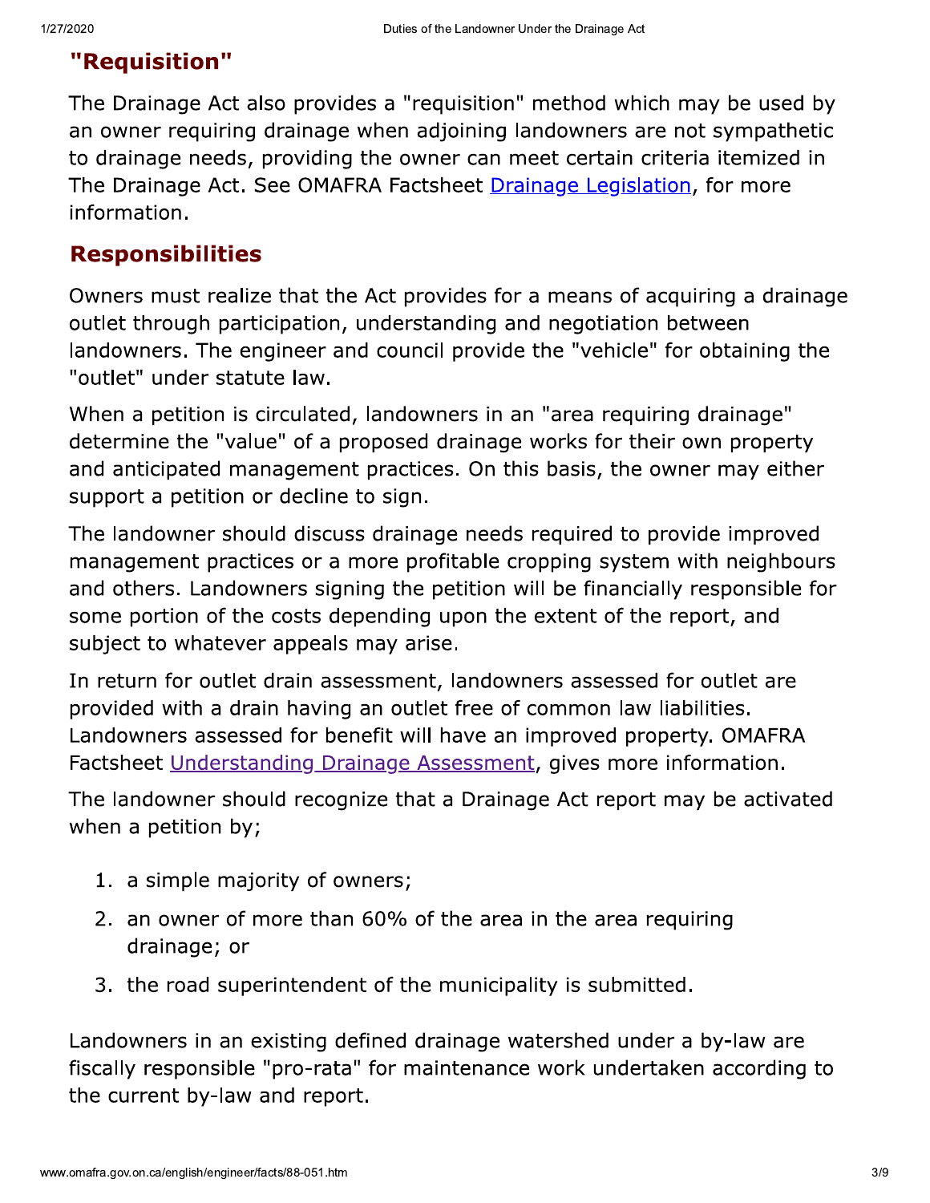## "Requisition"

The Drainage Act also provides a "requisition" method which may be used by an owner requiring drainage when adjoining landowners are not sympathetic to drainage needs, providing the owner can meet certain criteria itemized in The Drainage Act. See OMAFRA Factsheet Drainage Legislation, for more information.

## Responsibilities

Owners must realize that the Act provides for a means of acquiring a drainage outlet through participation, understanding and negotiation between landowners. The engineer and council provide the "vehicle" for obtaining the "outlet" under statute law.

When a petition is circulated, landowners in an "area requiring drainage" determine the "value" of a proposed drainage works for their own property and anticipated management practices. On this basis, the owner may either support a petition or decline to sign.

The landowner should discuss drainage needs required to provide improved management practices or a more profitable cropping system with neighbours and others. Landowners signing the petition will be financially responsible for some portion of the costs depending upon the extent of the report, and subject to whatever appeals may arise.

In return for outlet drain assessment, landowners assessed for outlet are provided with a drain having an outlet free of common law liabilities. Landowners assessed for benefit will have an improved property. OMAFRA Factsheet Understanding Drainage Assessment, gives more information.

The landowner should recognize that a Drainage Act report may be activated when a petition by;

1. a simple majority of owners;
2. an owner of more than 60% of the area in the area requiring drainage; or
3. the road superintendent of the municipality is submitted.

Landowners in an existing defined drainage watershed under a by-law are fiscally responsible "pro-rata" for maintenance work undertaken according to the current by-law and report.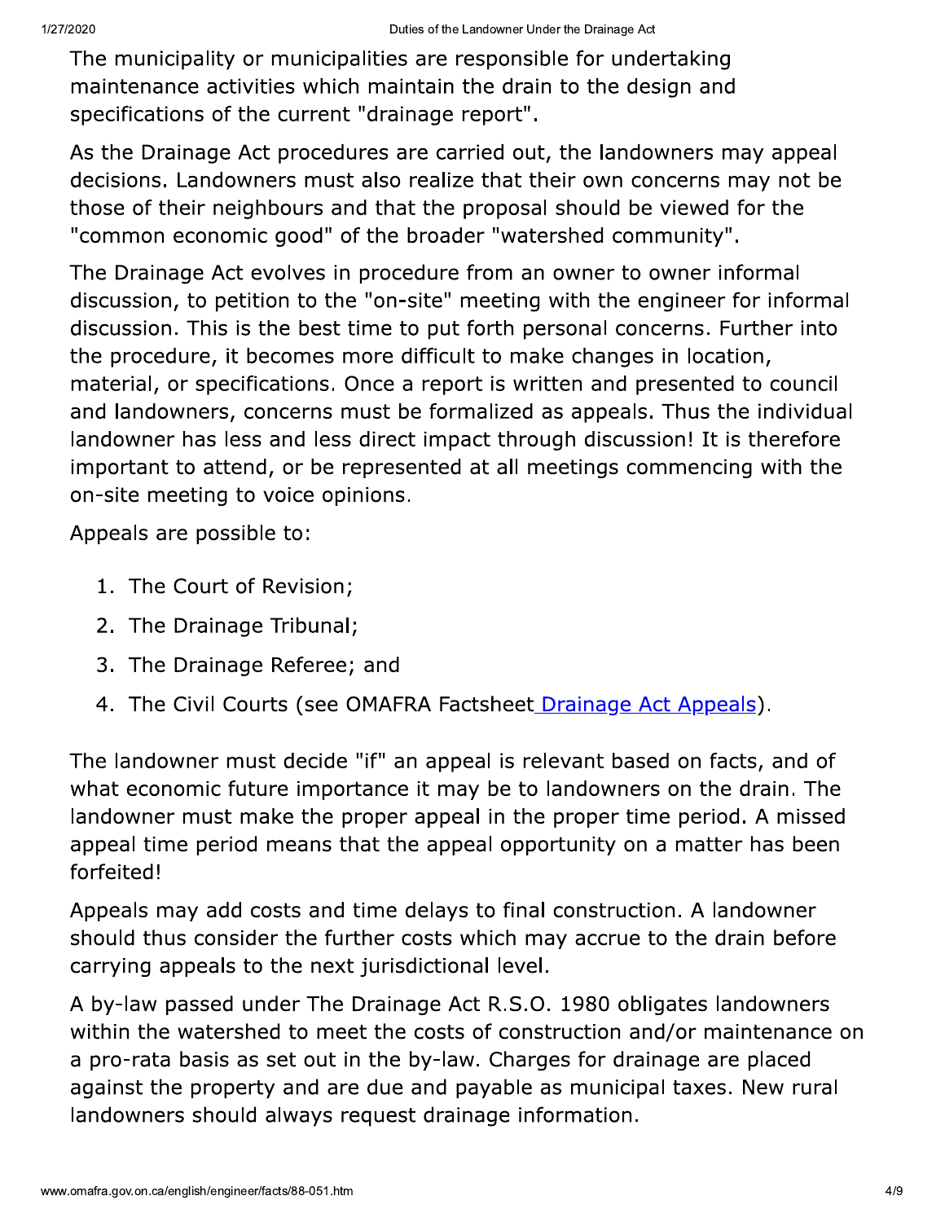The municipality or municipalities are responsible for undertaking maintenance activities which maintain the drain to the design and specifications of the current "drainage report".

As the Drainage Act procedures are carried out, the landowners may appeal decisions. Landowners must also realize that their own concerns may not be those of their neighbours and that the proposal should be viewed for the "common economic good" of the broader "watershed community".

The Drainage Act evolves in procedure from an owner to owner informal discussion, to petition to the "on-site" meeting with the engineer for informal discussion. This is the best time to put forth personal concerns. Further into the procedure, it becomes more difficult to make changes in location, material, or specifications. Once a report is written and presented to council and landowners, concerns must be formalized as appeals. Thus the individual landowner has less and less direct impact through discussion! It is therefore important to attend, or be represented at all meetings commencing with the on-site meeting to voice opinions.

Appeals are possible to:

1. The Court of Revision;
2. The Drainage Tribunal;
3. The Drainage Referee; and
4. The Civil Courts (see OMAFRA Factsheet Drainage Act Appeals).

The landowner must decide "if" an appeal is relevant based on facts, and of what economic future importance it may be to landowners on the drain. The landowner must make the proper appeal in the proper time period. A missed appeal time period means that the appeal opportunity on a matter has been forfeited!

Appeals may add costs and time delays to final construction. A landowner should thus consider the further costs which may accrue to the drain before carrying appeals to the next jurisdictional level.

A by-law passed under The Drainage Act R.S.O. 1980 obligates landowners within the watershed to meet the costs of construction and/or maintenance on a pro-rata basis as set out in the by-law. Charges for drainage are placed against the property and are due and payable as municipal taxes. New rural landowners should always request drainage information.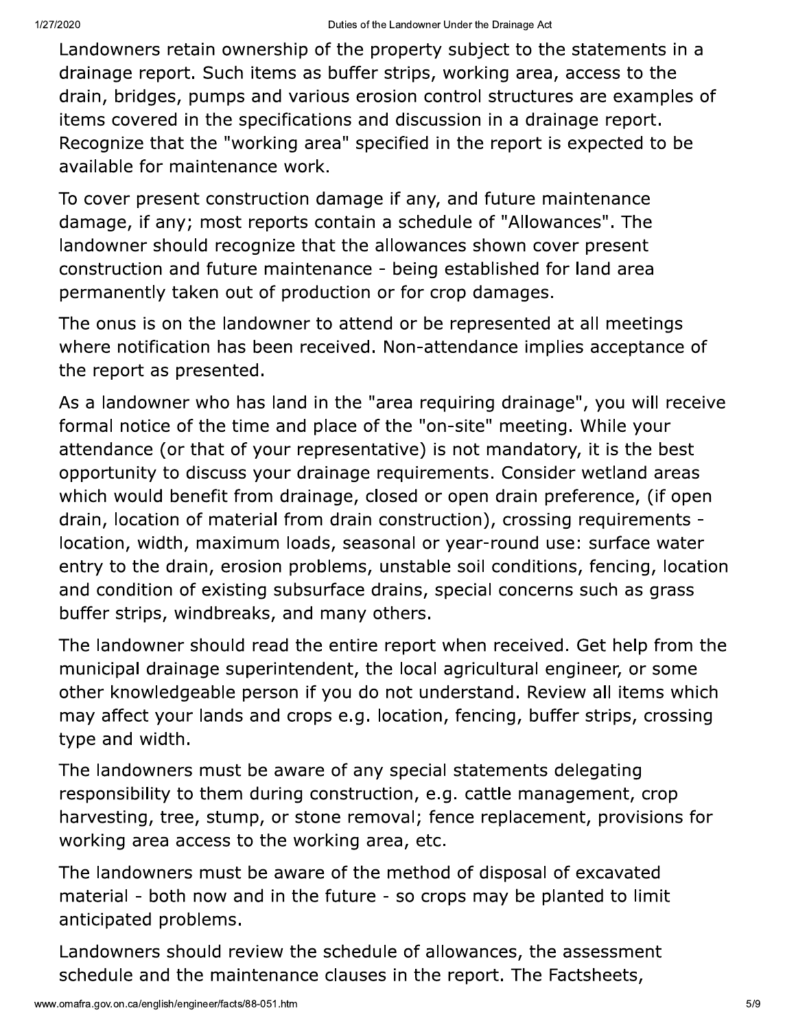Landowners retain ownership of the property subject to the statements in a drainage report. Such items as buffer strips, working area, access to the drain, bridges, pumps and various erosion control structures are examples of items covered in the specifications and discussion in a drainage report. Recognize that the "working area" specified in the report is expected to be available for maintenance work.

To cover present construction damage if any, and future maintenance damage, if any; most reports contain a schedule of "Allowances". The landowner should recognize that the allowances shown cover present construction and future maintenance - being established for land area permanently taken out of production or for crop damages.

The onus is on the landowner to attend or be represented at all meetings where notification has been received. Non-attendance implies acceptance of the report as presented.

As a landowner who has land in the "area requiring drainage", you will receive formal notice of the time and place of the "on-site" meeting. While your attendance (or that of your representative) is not mandatory, it is the best opportunity to discuss your drainage requirements. Consider wetland areas which would benefit from drainage, closed or open drain preference, (if open drain, location of material from drain construction), crossing requirements - location, width, maximum loads, seasonal or year-round use: surface water entry to the drain, erosion problems, unstable soil conditions, fencing, location and condition of existing subsurface drains, special concerns such as grass buffer strips, windbreaks, and many others.

The landowner should read the entire report when received. Get help from the municipal drainage superintendent, the local agricultural engineer, or some other knowledgeable person if you do not understand. Review all items which may affect your lands and crops e.g. location, fencing, buffer strips, crossing type and width.

The landowners must be aware of any special statements delegating responsibility to them during construction, e.g. cattle management, crop harvesting, tree, stump, or stone removal; fence replacement, provisions for working area access to the working area, etc.

The landowners must be aware of the method of disposal of excavated material - both now and in the future - so crops may be planted to limit anticipated problems.

Landowners should review the schedule of allowances, the assessment schedule and the maintenance clauses in the report. The Factsheets,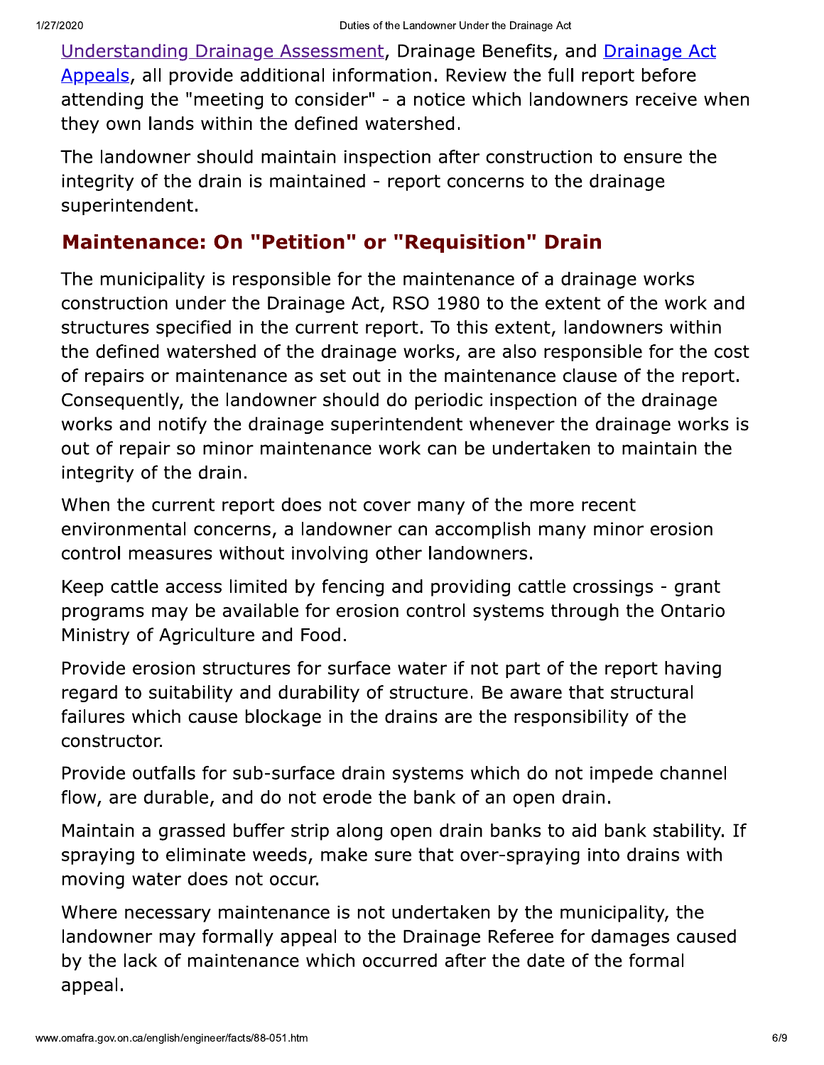[Understanding Drainage Assessment](), Drainage Benefits, and [Drainage Act Appeals](), all provide additional information. Review the full report before attending the "meeting to consider" - a notice which landowners receive when they own lands within the defined watershed.

The landowner should maintain inspection after construction to ensure the integrity of the drain is maintained - report concerns to the drainage superintendent.

## Maintenance: On "Petition" or "Requisition" Drain

The municipality is responsible for the maintenance of a drainage works construction under the Drainage Act, RSO 1980 to the extent of the work and structures specified in the current report. To this extent, landowners within the defined watershed of the drainage works, are also responsible for the cost of repairs or maintenance as set out in the maintenance clause of the report. Consequently, the landowner should do periodic inspection of the drainage works and notify the drainage superintendent whenever the drainage works is out of repair so minor maintenance work can be undertaken to maintain the integrity of the drain.

When the current report does not cover many of the more recent environmental concerns, a landowner can accomplish many minor erosion control measures without involving other landowners.

Keep cattle access limited by fencing and providing cattle crossings - grant programs may be available for erosion control systems through the Ontario Ministry of Agriculture and Food.

Provide erosion structures for surface water if not part of the report having regard to suitability and durability of structure. Be aware that structural failures which cause blockage in the drains are the responsibility of the constructor.

Provide outfalls for sub-surface drain systems which do not impede channel flow, are durable, and do not erode the bank of an open drain.

Maintain a grassed buffer strip along open drain banks to aid bank stability. If spraying to eliminate weeds, make sure that over-spraying into drains with moving water does not occur.

Where necessary maintenance is not undertaken by the municipality, the landowner may formally appeal to the Drainage Referee for damages caused by the lack of maintenance which occurred after the date of the formal appeal.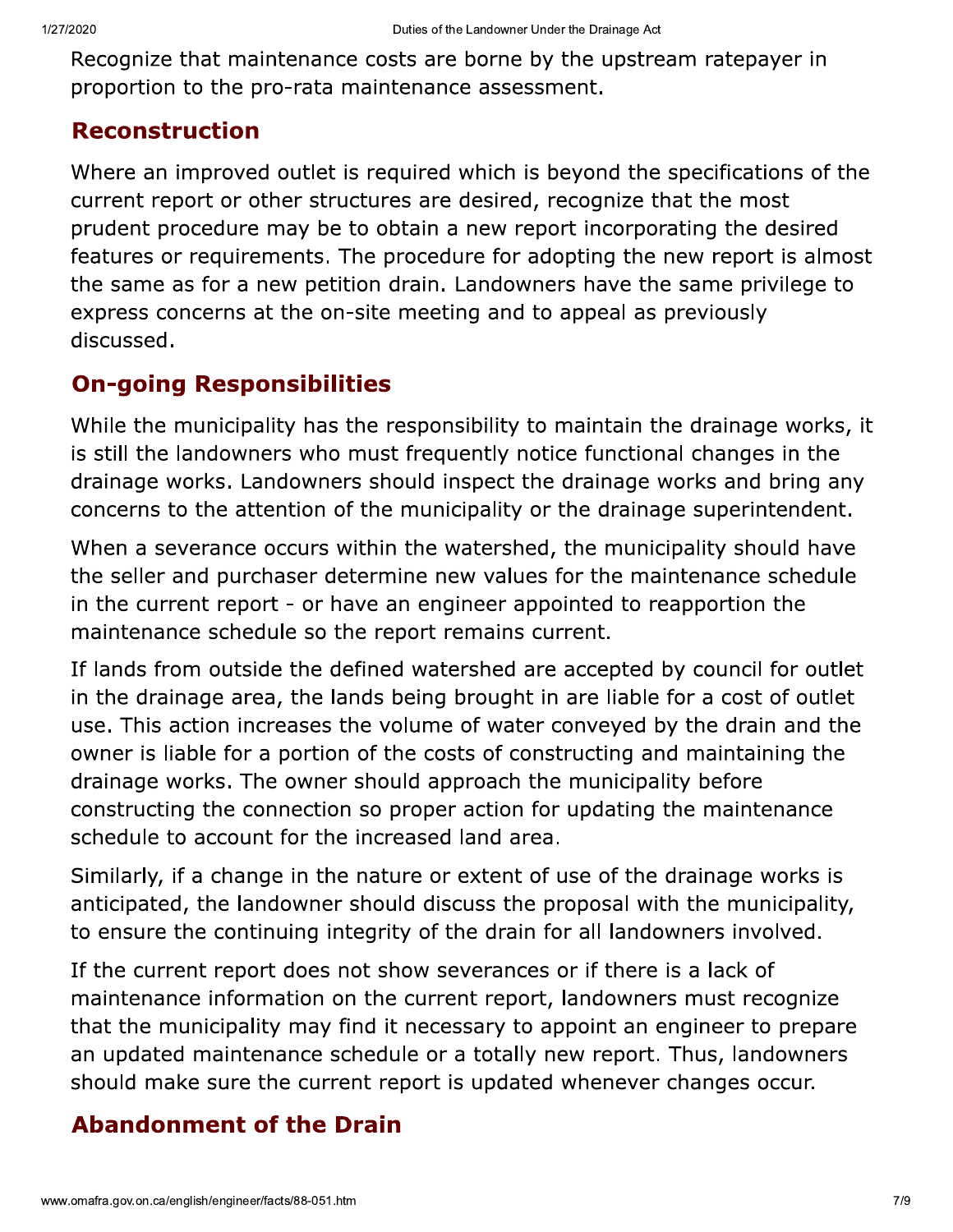Recognize that maintenance costs are borne by the upstream ratepayer in proportion to the pro-rata maintenance assessment.

## Reconstruction

Where an improved outlet is required which is beyond the specifications of the current report or other structures are desired, recognize that the most prudent procedure may be to obtain a new report incorporating the desired features or requirements. The procedure for adopting the new report is almost the same as for a new petition drain. Landowners have the same privilege to express concerns at the on-site meeting and to appeal as previously discussed.

## On-going Responsibilities

While the municipality has the responsibility to maintain the drainage works, it is still the landowners who must frequently notice functional changes in the drainage works. Landowners should inspect the drainage works and bring any concerns to the attention of the municipality or the drainage superintendent.

When a severance occurs within the watershed, the municipality should have the seller and purchaser determine new values for the maintenance schedule in the current report - or have an engineer appointed to reapportion the maintenance schedule so the report remains current.

If lands from outside the defined watershed are accepted by council for outlet in the drainage area, the lands being brought in are liable for a cost of outlet use. This action increases the volume of water conveyed by the drain and the owner is liable for a portion of the costs of constructing and maintaining the drainage works. The owner should approach the municipality before constructing the connection so proper action for updating the maintenance schedule to account for the increased land area.

Similarly, if a change in the nature or extent of use of the drainage works is anticipated, the landowner should discuss the proposal with the municipality, to ensure the continuing integrity of the drain for all landowners involved.

If the current report does not show severances or if there is a lack of maintenance information on the current report, landowners must recognize that the municipality may find it necessary to appoint an engineer to prepare an updated maintenance schedule or a totally new report. Thus, landowners should make sure the current report is updated whenever changes occur.

## Abandonment of the Drain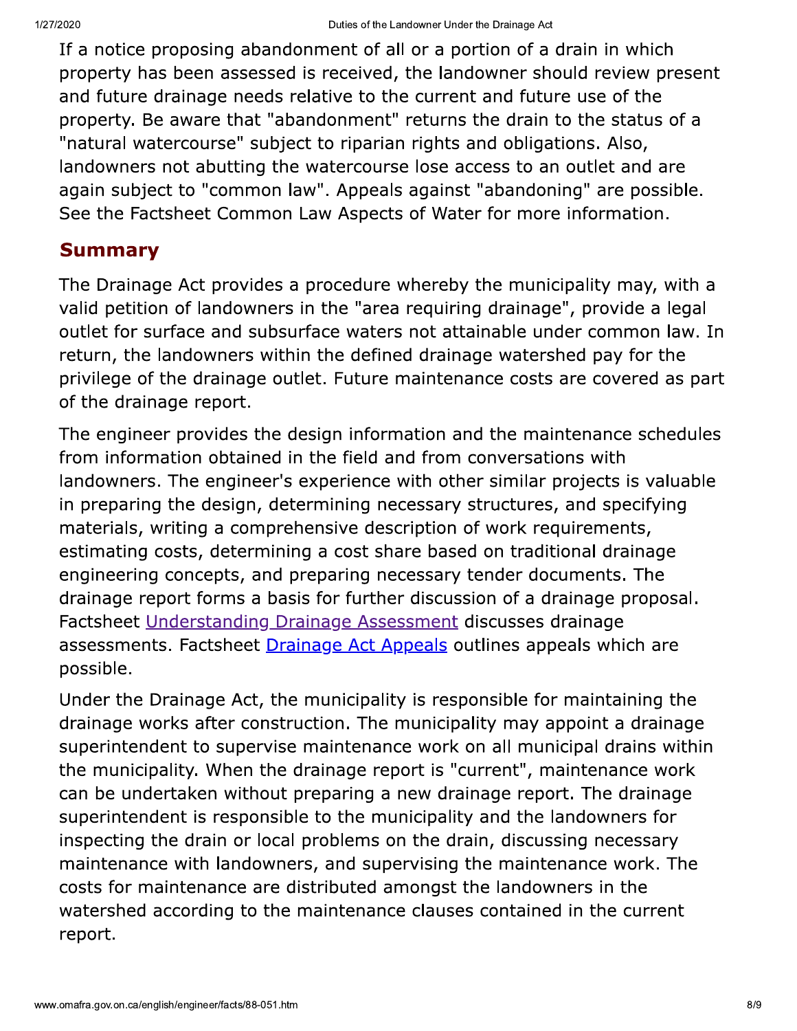If a notice proposing abandonment of all or a portion of a drain in which property has been assessed is received, the landowner should review present and future drainage needs relative to the current and future use of the property. Be aware that "abandonment" returns the drain to the status of a "natural watercourse" subject to riparian rights and obligations. Also, landowners not abutting the watercourse lose access to an outlet and are again subject to "common law". Appeals against "abandoning" are possible. See the Factsheet Common Law Aspects of Water for more information.

## Summary

The Drainage Act provides a procedure whereby the municipality may, with a valid petition of landowners in the "area requiring drainage", provide a legal outlet for surface and subsurface waters not attainable under common law. In return, the landowners within the defined drainage watershed pay for the privilege of the drainage outlet. Future maintenance costs are covered as part of the drainage report.

The engineer provides the design information and the maintenance schedules from information obtained in the field and from conversations with landowners. The engineer's experience with other similar projects is valuable in preparing the design, determining necessary structures, and specifying materials, writing a comprehensive description of work requirements, estimating costs, determining a cost share based on traditional drainage engineering concepts, and preparing necessary tender documents. The drainage report forms a basis for further discussion of a drainage proposal. Factsheet Understanding Drainage Assessment discusses drainage assessments. Factsheet Drainage Act Appeals outlines appeals which are possible.

Under the Drainage Act, the municipality is responsible for maintaining the drainage works after construction. The municipality may appoint a drainage superintendent to supervise maintenance work on all municipal drains within the municipality. When the drainage report is "current", maintenance work can be undertaken without preparing a new drainage report. The drainage superintendent is responsible to the municipality and the landowners for inspecting the drain or local problems on the drain, discussing necessary maintenance with landowners, and supervising the maintenance work. The costs for maintenance are distributed amongst the landowners in the watershed according to the maintenance clauses contained in the current report.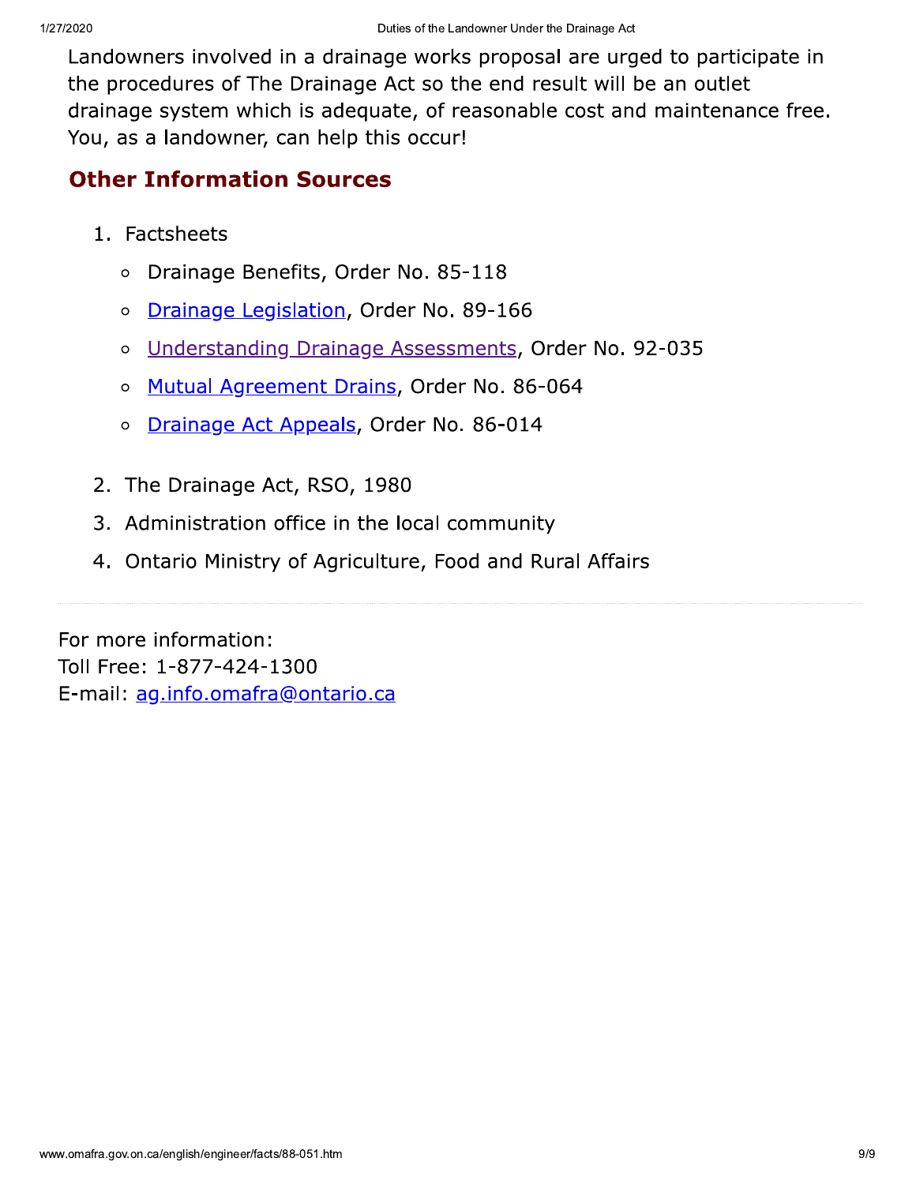Landowners involved in a drainage works proposal are urged to participate in the procedures of The Drainage Act so the end result will be an outlet drainage system which is adequate, of reasonable cost and maintenance free. You, as a landowner, can help this occur!

## Other Information Sources

1. Factsheets
   - Drainage Benefits, Order No. 85-118
   - Drainage Legislation, Order No. 89-166
   - Understanding Drainage Assessments, Order No. 92-035
   - Mutual Agreement Drains, Order No. 86-064
   - Drainage Act Appeals, Order No. 86-014
2. The Drainage Act, RSO, 1980
3. Administration office in the local community
4. Ontario Ministry of Agriculture, Food and Rural Affairs

---

For more information:
Toll Free: 1-877-424-1300
E-mail: ag.info.omafra@ontario.ca